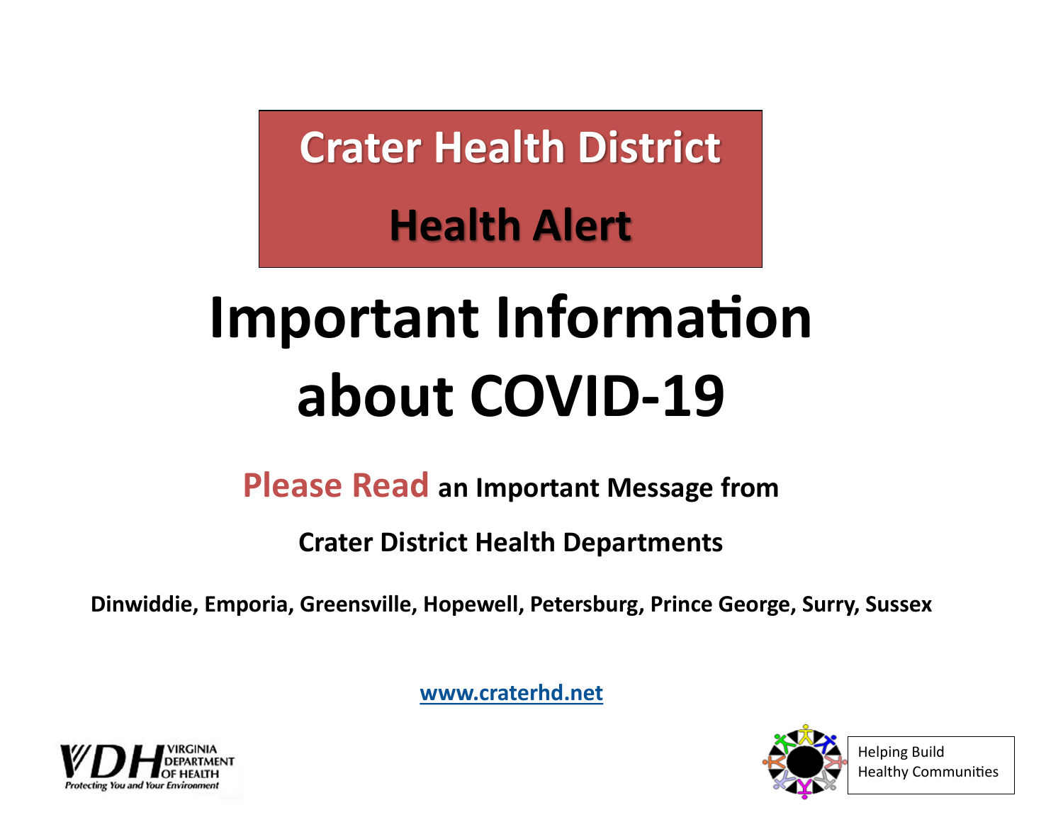# Crater Health District

## Health Alert

# Important Information about COVID-19

**Please Read an Important Message from**

**Crater District Health Departments**

**Dinwiddie, Emporia, Greensville, Hopewell, Petersburg, Prince George, Surry, Sussex**

**www.craterhd.net**

VIRGINIA DEPARTMENT OF HEALTH
*Protecting You and Your Environment*

Helping Build Healthy Communities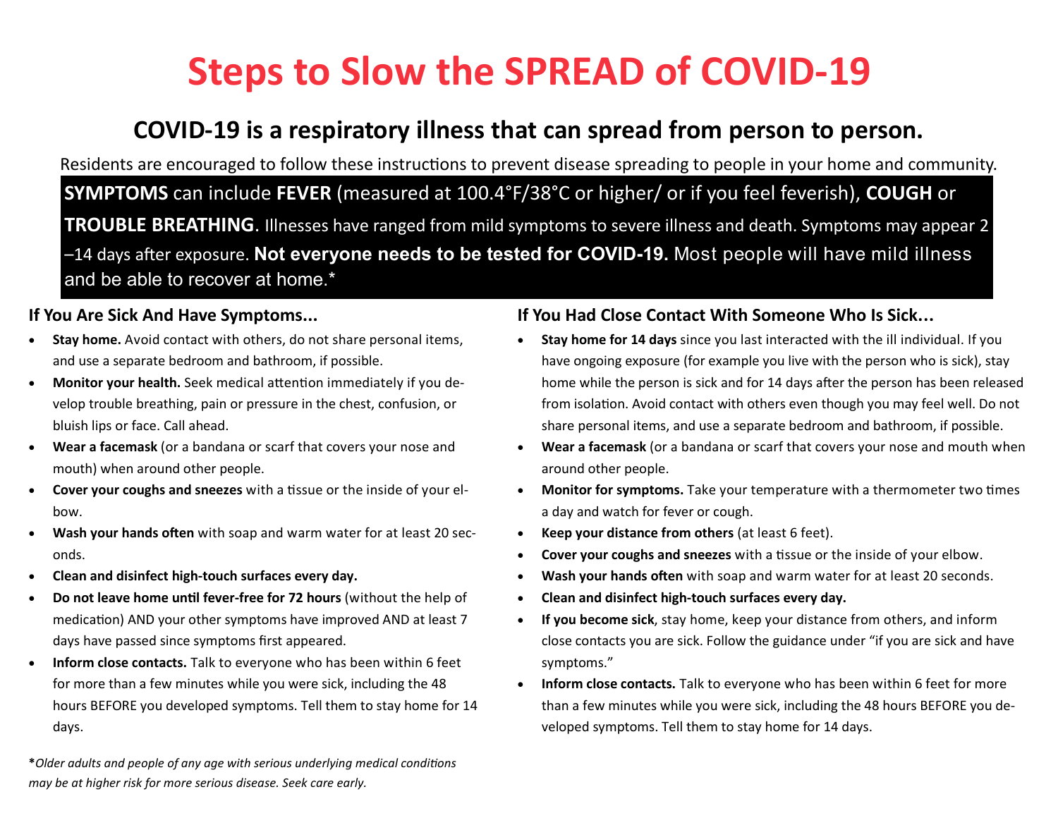# Steps to Slow the SPREAD of COVID-19

## COVID-19 is a respiratory illness that can spread from person to person.

Residents are encouraged to follow these instructions to prevent disease spreading to people in your home and community.

**SYMPTOMS** can include **FEVER** (measured at 100.4°F/38°C or higher/ or if you feel feverish), **COUGH** or **TROUBLE BREATHING**. Illnesses have ranged from mild symptoms to severe illness and death. Symptoms may appear 2–14 days after exposure. **Not everyone needs to be tested for COVID-19.** Most people will have mild illness and be able to recover at home.*

### If You Are Sick And Have Symptoms...

- **Stay home.** Avoid contact with others, do not share personal items, and use a separate bedroom and bathroom, if possible.
- **Monitor your health.** Seek medical attention immediately if you develop trouble breathing, pain or pressure in the chest, confusion, or bluish lips or face. Call ahead.
- **Wear a facemask** (or a bandana or scarf that covers your nose and mouth) when around other people.
- **Cover your coughs and sneezes** with a tissue or the inside of your elbow.
- **Wash your hands often** with soap and warm water for at least 20 seconds.
- **Clean and disinfect high-touch surfaces every day.**
- **Do not leave home until fever-free for 72 hours** (without the help of medication) AND your other symptoms have improved AND at least 7 days have passed since symptoms first appeared.
- **Inform close contacts.** Talk to everyone who has been within 6 feet for more than a few minutes while you were sick, including the 48 hours BEFORE you developed symptoms. Tell them to stay home for 14 days.

***Older adults and people of any age with serious underlying medical conditions may be at higher risk for more serious disease. Seek care early.*

### If You Had Close Contact With Someone Who Is Sick...

- **Stay home for 14 days** since you last interacted with the ill individual. If you have ongoing exposure (for example you live with the person who is sick), stay home while the person is sick and for 14 days after the person has been released from isolation. Avoid contact with others even though you may feel well. Do not share personal items, and use a separate bedroom and bathroom, if possible.
- **Wear a facemask** (or a bandana or scarf that covers your nose and mouth when around other people.
- **Monitor for symptoms.** Take your temperature with a thermometer two times a day and watch for fever or cough.
- **Keep your distance from others** (at least 6 feet).
- **Cover your coughs and sneezes** with a tissue or the inside of your elbow.
- **Wash your hands often** with soap and warm water for at least 20 seconds.
- **Clean and disinfect high-touch surfaces every day.**
- **If you become sick**, stay home, keep your distance from others, and inform close contacts you are sick. Follow the guidance under "if you are sick and have symptoms."
- **Inform close contacts.** Talk to everyone who has been within 6 feet for more than a few minutes while you were sick, including the 48 hours BEFORE you developed symptoms. Tell them to stay home for 14 days.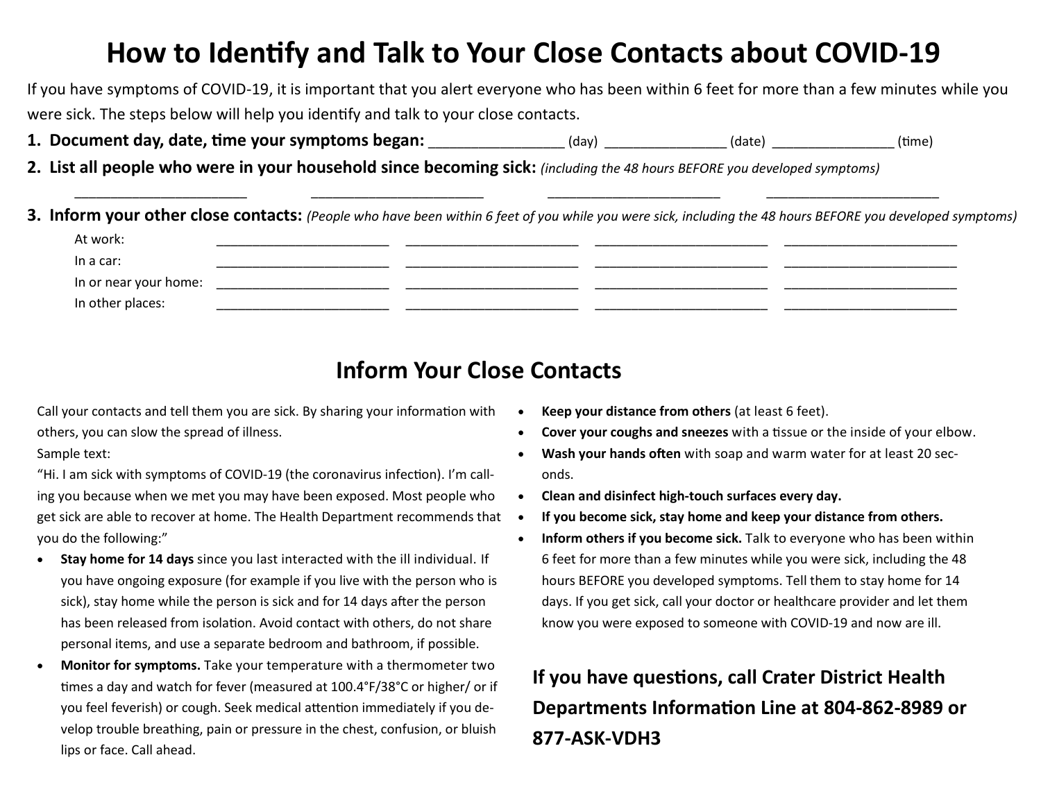# How to Identify and Talk to Your Close Contacts about COVID-19

If you have symptoms of COVID-19, it is important that you alert everyone who has been within 6 feet for more than a few minutes while you were sick. The steps below will help you identify and talk to your close contacts.

1. **Document day, date, time your symptoms began:** _________________ (day) ________________ (date) ________________ (time)
2. **List all people who were in your household since becoming sick:** *(including the 48 hours BEFORE you developed symptoms)*

   ______________________ ______________________ ______________________ ______________________

3. **Inform your other close contacts:** *(People who have been within 6 feet of you while you were sick, including the 48 hours BEFORE you developed symptoms)*

| | | | | |
|---|---|---|---|---|
| At work: | ______________________ | ______________________ | ______________________ | ______________________ |
| In a car: | ______________________ | ______________________ | ______________________ | ______________________ |
| In or near your home: | ______________________ | ______________________ | ______________________ | ______________________ |
| In other places: | ______________________ | ______________________ | ______________________ | ______________________ |

## Inform Your Close Contacts

Call your contacts and tell them you are sick. By sharing your information with others, you can slow the spread of illness.

Sample text:

"Hi. I am sick with symptoms of COVID-19 (the coronavirus infection). I'm calling you because when we met you may have been exposed. Most people who get sick are able to recover at home. The Health Department recommends that you do the following:"

- **Stay home for 14 days** since you last interacted with the ill individual. If you have ongoing exposure (for example if you live with the person who is sick), stay home while the person is sick and for 14 days after the person has been released from isolation. Avoid contact with others, do not share personal items, and use a separate bedroom and bathroom, if possible.
- **Monitor for symptoms.** Take your temperature with a thermometer two times a day and watch for fever (measured at 100.4°F/38°C or higher/ or if you feel feverish) or cough. Seek medical attention immediately if you develop trouble breathing, pain or pressure in the chest, confusion, or bluish lips or face. Call ahead.
- **Keep your distance from others** (at least 6 feet).
- **Cover your coughs and sneezes** with a tissue or the inside of your elbow.
- **Wash your hands often** with soap and warm water for at least 20 seconds.
- **Clean and disinfect high-touch surfaces every day.**
- **If you become sick, stay home and keep your distance from others.**
- **Inform others if you become sick.** Talk to everyone who has been within 6 feet for more than a few minutes while you were sick, including the 48 hours BEFORE you developed symptoms. Tell them to stay home for 14 days. If you get sick, call your doctor or healthcare provider and let them know you were exposed to someone with COVID-19 and now are ill.

**If you have questions, call Crater District Health Departments Information Line at 804-862-8989 or 877-ASK-VDH3**